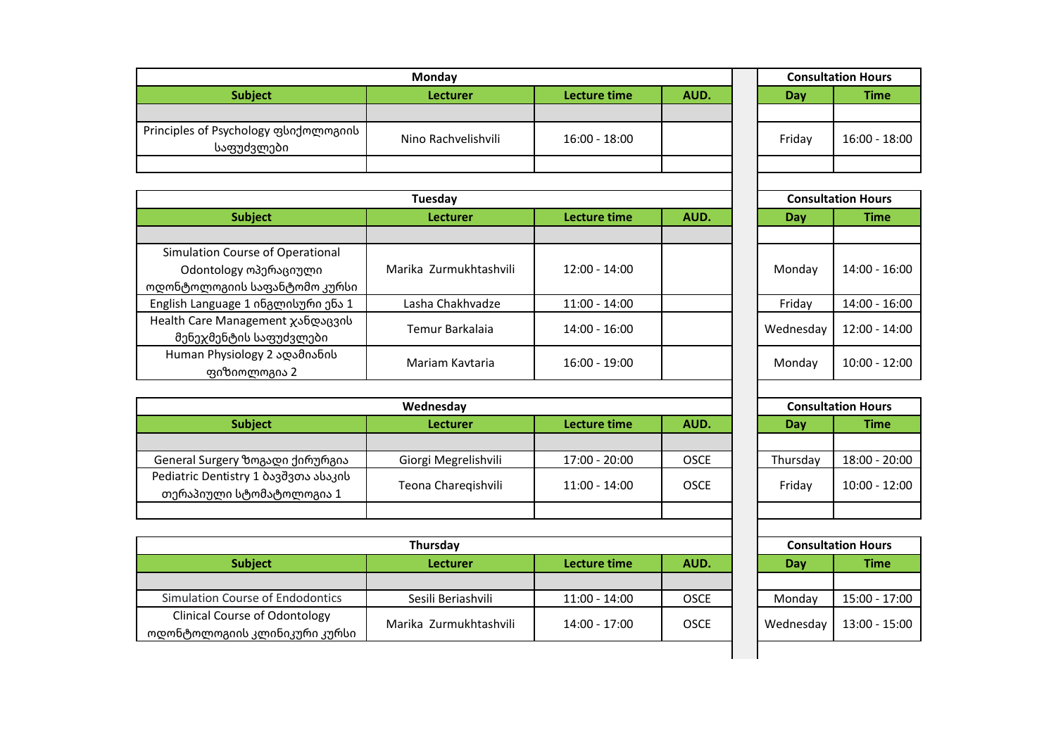## Monday

| Subject | Lecturer | Lecture time | AUD. | Consultation Hours Day | Consultation Hours Time |
|---|---|---|---|---|---|
| | | | | | |
| Principles of Psychology ფსიქოლოგიის საფუძვლები | Nino Rachvelishvili | 16:00 - 18:00 | | Friday | 16:00 - 18:00 |
| | | | | | |

## Tuesday

| Subject | Lecturer | Lecture time | AUD. | Consultation Hours Day | Consultation Hours Time |
|---|---|---|---|---|---|
| | | | | | |
| Simulation Course of Operational Odontology ოპერაციული ოდონტოლოგიის საფანტომო კურსი | Marika Zurmukhtashvili | 12:00 - 14:00 | | Monday | 14:00 - 16:00 |
| English Language 1 ინგლისური ენა 1 | Lasha Chakhvadze | 11:00 - 14:00 | | Friday | 14:00 - 16:00 |
| Health Care Management ჯანდაცვის მენეჯმენტის საფუძვლები | Temur Barkalaia | 14:00 - 16:00 | | Wednesday | 12:00 - 14:00 |
| Human Physiology 2 ადამიანის ფიზიოლოგია 2 | Mariam Kavtaria | 16:00 - 19:00 | | Monday | 10:00 - 12:00 |

## Wednesday

| Subject | Lecturer | Lecture time | AUD. | Consultation Hours Day | Consultation Hours Time |
|---|---|---|---|---|---|
| | | | | | |
| General Surgery ზოგადი ქირურგია | Giorgi Megrelishvili | 17:00 - 20:00 | OSCE | Thursday | 18:00 - 20:00 |
| Pediatric Dentistry 1 ბავშვთა ასაკის თერაპიული სტომატოლოგია 1 | Teona Chareqishvili | 11:00 - 14:00 | OSCE | Friday | 10:00 - 12:00 |
| | | | | | |

## Thursday

| Subject | Lecturer | Lecture time | AUD. | Consultation Hours Day | Consultation Hours Time |
|---|---|---|---|---|---|
| | | | | | |
| Simulation Course of Endodontics | Sesili Beriashvili | 11:00 - 14:00 | OSCE | Monday | 15:00 - 17:00 |
| Clinical Course of Odontology ოდონტოლოგიის კლინიკური კურსი | Marika Zurmukhtashvili | 14:00 - 17:00 | OSCE | Wednesday | 13:00 - 15:00 |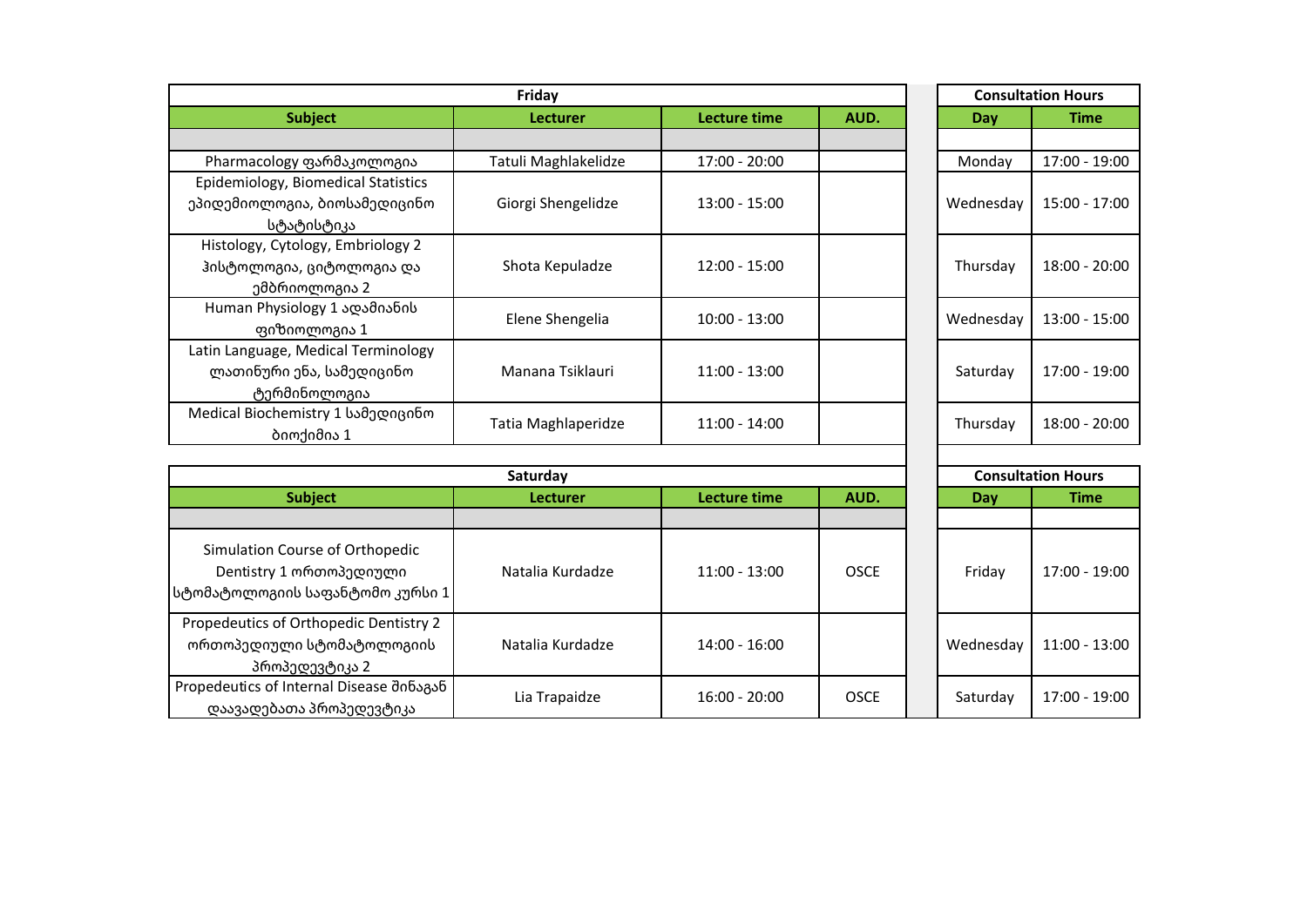| Friday | | | | Consultation Hours | |
|---|---|---|---|---|---|
| **Subject** | **Lecturer** | **Lecture time** | **AUD.** | **Day** | **Time** |
| | | | | | |
| Pharmacology ფარმაკოლოგია | Tatuli Maghlakelidze | 17:00 - 20:00 | | Monday | 17:00 - 19:00 |
| Epidemiology, Biomedical Statistics ეპიდემიოლოგია, ბიოსამედიცინო სტატისტიკა | Giorgi Shengelidze | 13:00 - 15:00 | | Wednesday | 15:00 - 17:00 |
| Histology, Cytology, Embriology 2 ჰისტოლოგია, ციტოლოგია და ემბრიოლოგია 2 | Shota Kepuladze | 12:00 - 15:00 | | Thursday | 18:00 - 20:00 |
| Human Physiology 1 ადამიანის ფიზიოლოგია 1 | Elene Shengelia | 10:00 - 13:00 | | Wednesday | 13:00 - 15:00 |
| Latin Language, Medical Terminology ლათინური ენა, სამედიცინო ტერმინოლოგია | Manana Tsiklauri | 11:00 - 13:00 | | Saturday | 17:00 - 19:00 |
| Medical Biochemistry 1 სამედიცინო ბიოქიმია 1 | Tatia Maghlaperidze | 11:00 - 14:00 | | Thursday | 18:00 - 20:00 |

| Saturday | | | | Consultation Hours | |
|---|---|---|---|---|---|
| **Subject** | **Lecturer** | **Lecture time** | **AUD.** | **Day** | **Time** |
| | | | | | |
| Simulation Course of Orthopedic Dentistry 1 ორთოპედიული სტომატოლოგიის საფანტომო კურსი 1 | Natalia Kurdadze | 11:00 - 13:00 | OSCE | Friday | 17:00 - 19:00 |
| Propedeutics of Orthopedic Dentistry 2 ორთოპედიული სტომატოლოგიის პროპედევტიკა 2 | Natalia Kurdadze | 14:00 - 16:00 | | Wednesday | 11:00 - 13:00 |
| Propedeutics of Internal Disease შინაგან დაავადებათა პროპედევტიკა | Lia Trapaidze | 16:00 - 20:00 | OSCE | Saturday | 17:00 - 19:00 |